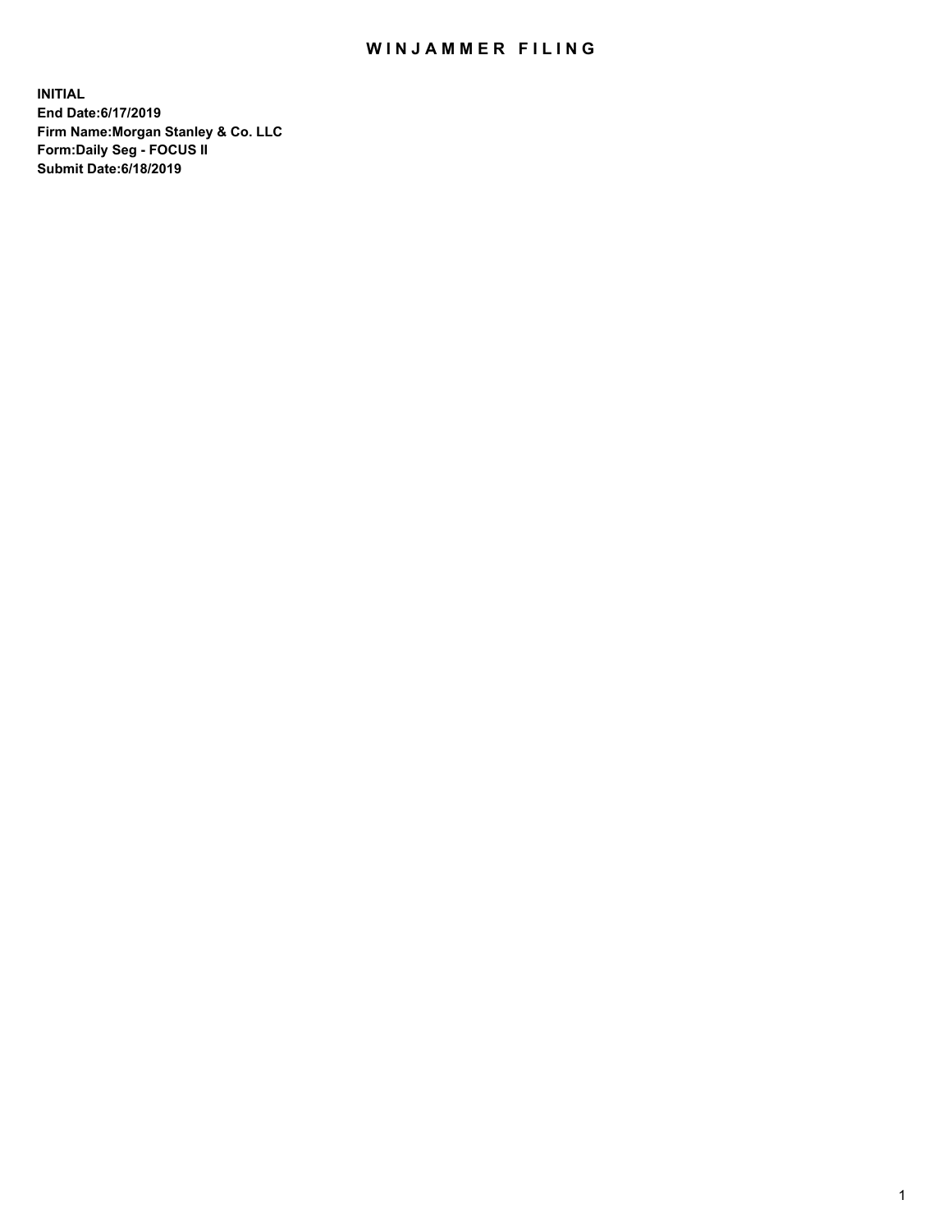# WINJAMMER FILING

**INITIAL**
**End Date:6/17/2019**
**Firm Name:Morgan Stanley & Co. LLC**
**Form:Daily Seg - FOCUS II**
**Submit Date:6/18/2019**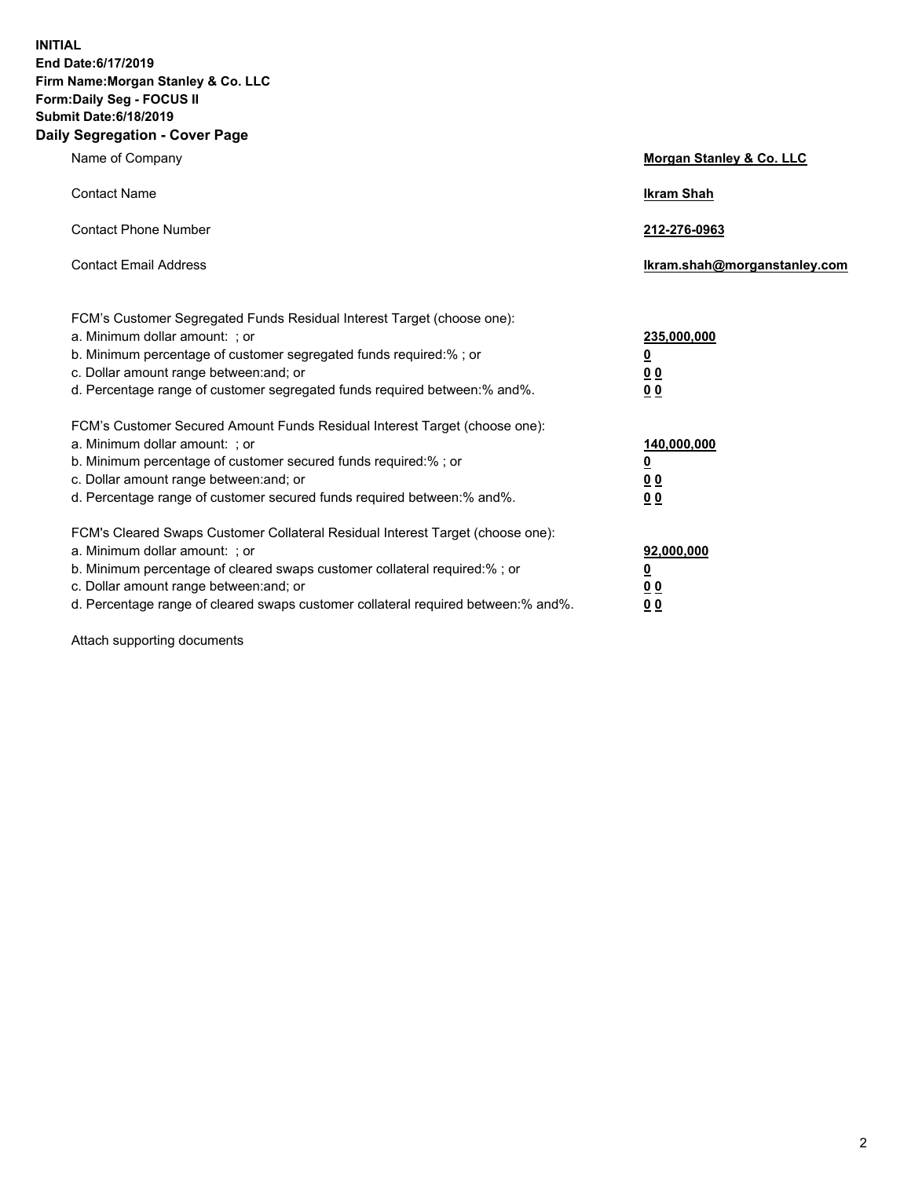**INITIAL**
**End Date:6/17/2019**
**Firm Name:Morgan Stanley & Co. LLC**
**Form:Daily Seg - FOCUS II**
**Submit Date:6/18/2019**
**Daily Segregation - Cover Page**

| | |
|---|---|
| Name of Company | **Morgan Stanley & Co. LLC** |
| Contact Name | **Ikram Shah** |
| Contact Phone Number | **212-276-0963** |
| Contact Email Address | **Ikram.shah@morganstanley.com** |

FCM's Customer Segregated Funds Residual Interest Target (choose one):

| | |
|---|---|
| a. Minimum dollar amount: ; or | **235,000,000** |
| b. Minimum percentage of customer segregated funds required:% ; or | **0** |
| c. Dollar amount range between:and; or | **0 0** |
| d. Percentage range of customer segregated funds required between:% and%. | **0 0** |

FCM's Customer Secured Amount Funds Residual Interest Target (choose one):

| | |
|---|---|
| a. Minimum dollar amount: ; or | **140,000,000** |
| b. Minimum percentage of customer secured funds required:% ; or | **0** |
| c. Dollar amount range between:and; or | **0 0** |
| d. Percentage range of customer secured funds required between:% and%. | **0 0** |

FCM's Cleared Swaps Customer Collateral Residual Interest Target (choose one):

| | |
|---|---|
| a. Minimum dollar amount: ; or | **92,000,000** |
| b. Minimum percentage of cleared swaps customer collateral required:% ; or | **0** |
| c. Dollar amount range between:and; or | **0 0** |
| d. Percentage range of cleared swaps customer collateral required between:% and%. | **0 0** |

Attach supporting documents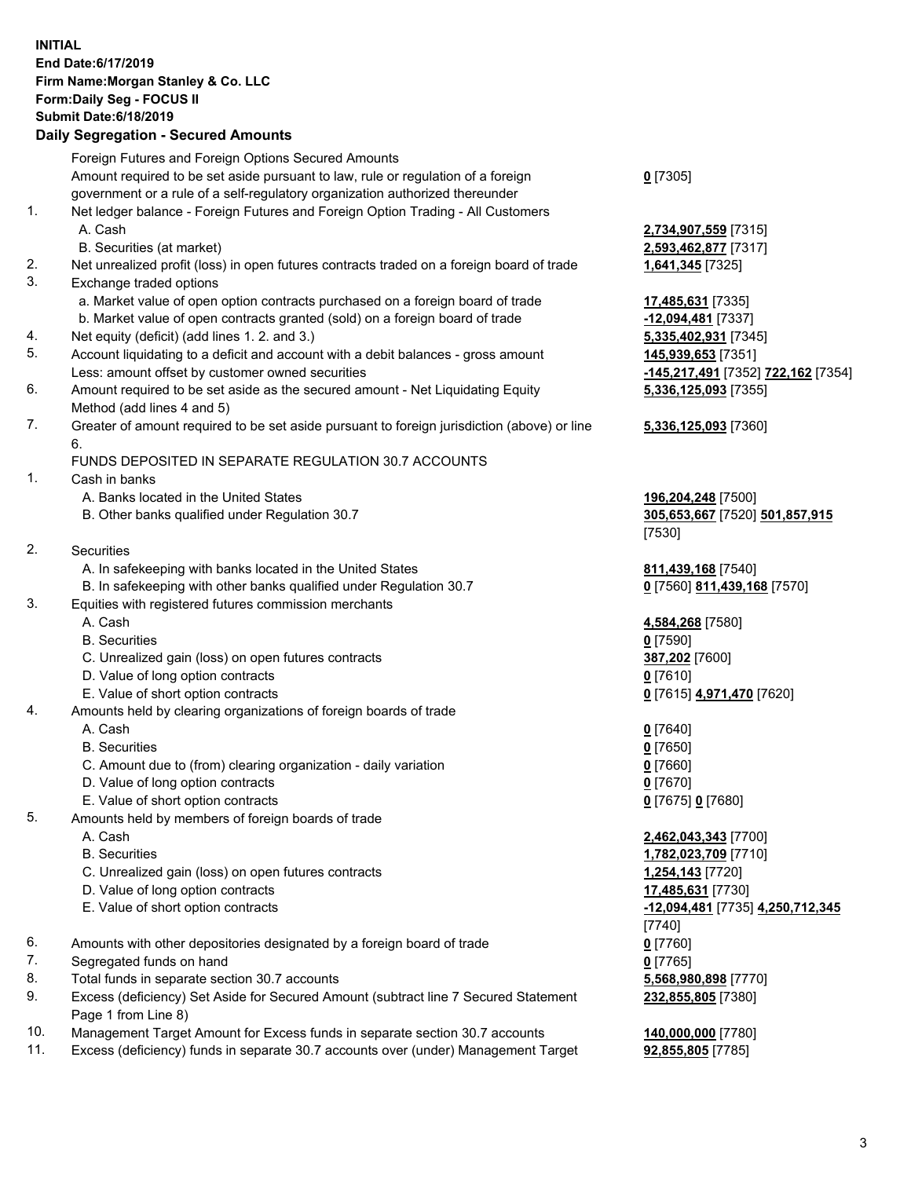**INITIAL**
**End Date:6/17/2019**
**Firm Name:Morgan Stanley & Co. LLC**
**Form:Daily Seg - FOCUS II**
**Submit Date:6/18/2019**

**Daily Segregation - Secured Amounts**

| | | |
|---|---|---|
| | Foreign Futures and Foreign Options Secured Amounts | |
| | Amount required to be set aside pursuant to law, rule or regulation of a foreign government or a rule of a self-regulatory organization authorized thereunder | **0** [7305] |
| 1. | Net ledger balance - Foreign Futures and Foreign Option Trading - All Customers | |
| | A. Cash | **2,734,907,559** [7315] |
| | B. Securities (at market) | **2,593,462,877** [7317] |
| 2. | Net unrealized profit (loss) in open futures contracts traded on a foreign board of trade | **1,641,345** [7325] |
| 3. | Exchange traded options | |
| | a. Market value of open option contracts purchased on a foreign board of trade | **17,485,631** [7335] |
| | b. Market value of open contracts granted (sold) on a foreign board of trade | **-12,094,481** [7337] |
| 4. | Net equity (deficit) (add lines 1. 2. and 3.) | **5,335,402,931** [7345] |
| 5. | Account liquidating to a deficit and account with a debit balances - gross amount | **145,939,653** [7351] |
| | Less: amount offset by customer owned securities | **-145,217,491** [7352] **722,162** [7354] |
| 6. | Amount required to be set aside as the secured amount - Net Liquidating Equity Method (add lines 4 and 5) | **5,336,125,093** [7355] |
| 7. | Greater of amount required to be set aside pursuant to foreign jurisdiction (above) or line 6. | **5,336,125,093** [7360] |
| | FUNDS DEPOSITED IN SEPARATE REGULATION 30.7 ACCOUNTS | |
| 1. | Cash in banks | |
| | A. Banks located in the United States | **196,204,248** [7500] |
| | B. Other banks qualified under Regulation 30.7 | **305,653,667** [7520] **501,857,915** [7530] |
| 2. | Securities | |
| | A. In safekeeping with banks located in the United States | **811,439,168** [7540] |
| | B. In safekeeping with other banks qualified under Regulation 30.7 | **0** [7560] **811,439,168** [7570] |
| 3. | Equities with registered futures commission merchants | |
| | A. Cash | **4,584,268** [7580] |
| | B. Securities | **0** [7590] |
| | C. Unrealized gain (loss) on open futures contracts | **387,202** [7600] |
| | D. Value of long option contracts | **0** [7610] |
| | E. Value of short option contracts | **0** [7615] **4,971,470** [7620] |
| 4. | Amounts held by clearing organizations of foreign boards of trade | |
| | A. Cash | **0** [7640] |
| | B. Securities | **0** [7650] |
| | C. Amount due to (from) clearing organization - daily variation | **0** [7660] |
| | D. Value of long option contracts | **0** [7670] |
| | E. Value of short option contracts | **0** [7675] **0** [7680] |
| 5. | Amounts held by members of foreign boards of trade | |
| | A. Cash | **2,462,043,343** [7700] |
| | B. Securities | **1,782,023,709** [7710] |
| | C. Unrealized gain (loss) on open futures contracts | **1,254,143** [7720] |
| | D. Value of long option contracts | **17,485,631** [7730] |
| | E. Value of short option contracts | **-12,094,481** [7735] **4,250,712,345** [7740] |
| 6. | Amounts with other depositories designated by a foreign board of trade | **0** [7760] |
| 7. | Segregated funds on hand | **0** [7765] |
| 8. | Total funds in separate section 30.7 accounts | **5,568,980,898** [7770] |
| 9. | Excess (deficiency) Set Aside for Secured Amount (subtract line 7 Secured Statement Page 1 from Line 8) | **232,855,805** [7380] |
| 10. | Management Target Amount for Excess funds in separate section 30.7 accounts | **140,000,000** [7780] |
| 11. | Excess (deficiency) funds in separate 30.7 accounts over (under) Management Target | **92,855,805** [7785] |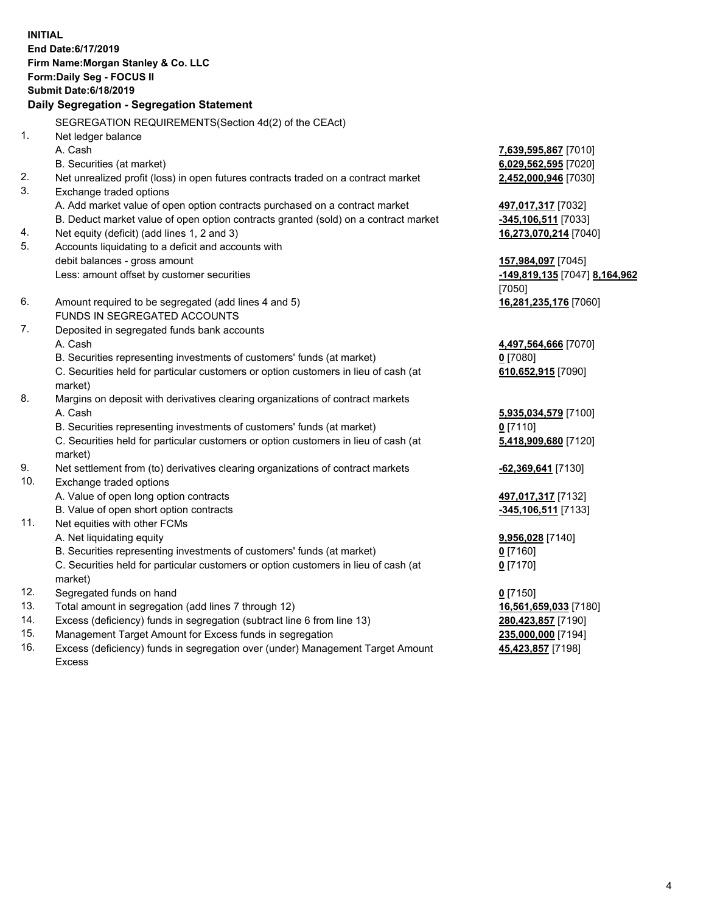**INITIAL**
**End Date:6/17/2019**
**Firm Name:Morgan Stanley & Co. LLC**
**Form:Daily Seg - FOCUS II**
**Submit Date:6/18/2019**

**Daily Segregation - Segregation Statement**

SEGREGATION REQUIREMENTS(Section 4d(2) of the CEAct)

| | | |
|---|---|---|
| 1. | Net ledger balance | |
| | A. Cash | **7,639,595,867** [7010] |
| | B. Securities (at market) | **6,029,562,595** [7020] |
| 2. | Net unrealized profit (loss) in open futures contracts traded on a contract market | **2,452,000,946** [7030] |
| 3. | Exchange traded options | |
| | A. Add market value of open option contracts purchased on a contract market | **497,017,317** [7032] |
| | B. Deduct market value of open option contracts granted (sold) on a contract market | **-345,106,511** [7033] |
| 4. | Net equity (deficit) (add lines 1, 2 and 3) | **16,273,070,214** [7040] |
| 5. | Accounts liquidating to a deficit and accounts with debit balances - gross amount | **157,984,097** [7045] |
| | Less: amount offset by customer securities | **-149,819,135** [7047] **8,164,962** [7050] |
| 6. | Amount required to be segregated (add lines 4 and 5) | **16,281,235,176** [7060] |
| | FUNDS IN SEGREGATED ACCOUNTS | |
| 7. | Deposited in segregated funds bank accounts | |
| | A. Cash | **4,497,564,666** [7070] |
| | B. Securities representing investments of customers' funds (at market) | **0** [7080] |
| | C. Securities held for particular customers or option customers in lieu of cash (at market) | **610,652,915** [7090] |
| 8. | Margins on deposit with derivatives clearing organizations of contract markets | |
| | A. Cash | **5,935,034,579** [7100] |
| | B. Securities representing investments of customers' funds (at market) | **0** [7110] |
| | C. Securities held for particular customers or option customers in lieu of cash (at market) | **5,418,909,680** [7120] |
| 9. | Net settlement from (to) derivatives clearing organizations of contract markets | **-62,369,641** [7130] |
| 10. | Exchange traded options | |
| | A. Value of open long option contracts | **497,017,317** [7132] |
| | B. Value of open short option contracts | **-345,106,511** [7133] |
| 11. | Net equities with other FCMs | |
| | A. Net liquidating equity | **9,956,028** [7140] |
| | B. Securities representing investments of customers' funds (at market) | **0** [7160] |
| | C. Securities held for particular customers or option customers in lieu of cash (at market) | **0** [7170] |
| 12. | Segregated funds on hand | **0** [7150] |
| 13. | Total amount in segregation (add lines 7 through 12) | **16,561,659,033** [7180] |
| 14. | Excess (deficiency) funds in segregation (subtract line 6 from line 13) | **280,423,857** [7190] |
| 15. | Management Target Amount for Excess funds in segregation | **235,000,000** [7194] |
| 16. | Excess (deficiency) funds in segregation over (under) Management Target Amount Excess | **45,423,857** [7198] |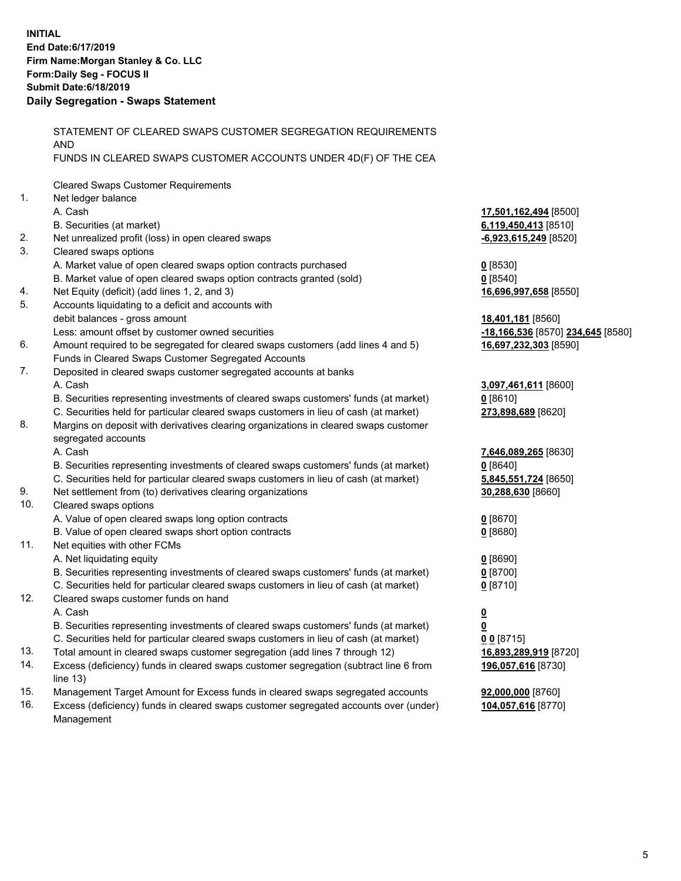**INITIAL**
**End Date:6/17/2019**
**Firm Name:Morgan Stanley & Co. LLC**
**Form:Daily Seg - FOCUS II**
**Submit Date:6/18/2019**
**Daily Segregation - Swaps Statement**

STATEMENT OF CLEARED SWAPS CUSTOMER SEGREGATION REQUIREMENTS AND FUNDS IN CLEARED SWAPS CUSTOMER ACCOUNTS UNDER 4D(F) OF THE CEA

| | | |
|---|---|---|
| | Cleared Swaps Customer Requirements | |
| 1. | Net ledger balance | |
| | A. Cash | **17,501,162,494** [8500] |
| | B. Securities (at market) | **6,119,450,413** [8510] |
| 2. | Net unrealized profit (loss) in open cleared swaps | **-6,923,615,249** [8520] |
| 3. | Cleared swaps options | |
| | A. Market value of open cleared swaps option contracts purchased | **0** [8530] |
| | B. Market value of open cleared swaps option contracts granted (sold) | **0** [8540] |
| 4. | Net Equity (deficit) (add lines 1, 2, and 3) | **16,696,997,658** [8550] |
| 5. | Accounts liquidating to a deficit and accounts with debit balances - gross amount | **18,401,181** [8560] |
| | Less: amount offset by customer owned securities | **-18,166,536** [8570] **234,645** [8580] |
| 6. | Amount required to be segregated for cleared swaps customers (add lines 4 and 5) | **16,697,232,303** [8590] |
| | Funds in Cleared Swaps Customer Segregated Accounts | |
| 7. | Deposited in cleared swaps customer segregated accounts at banks | |
| | A. Cash | **3,097,461,611** [8600] |
| | B. Securities representing investments of cleared swaps customers' funds (at market) | **0** [8610] |
| | C. Securities held for particular cleared swaps customers in lieu of cash (at market) | **273,898,689** [8620] |
| 8. | Margins on deposit with derivatives clearing organizations in cleared swaps customer segregated accounts | |
| | A. Cash | **7,646,089,265** [8630] |
| | B. Securities representing investments of cleared swaps customers' funds (at market) | **0** [8640] |
| | C. Securities held for particular cleared swaps customers in lieu of cash (at market) | **5,845,551,724** [8650] |
| 9. | Net settlement from (to) derivatives clearing organizations | **30,288,630** [8660] |
| 10. | Cleared swaps options | |
| | A. Value of open cleared swaps long option contracts | **0** [8670] |
| | B. Value of open cleared swaps short option contracts | **0** [8680] |
| 11. | Net equities with other FCMs | |
| | A. Net liquidating equity | **0** [8690] |
| | B. Securities representing investments of cleared swaps customers' funds (at market) | **0** [8700] |
| | C. Securities held for particular cleared swaps customers in lieu of cash (at market) | **0** [8710] |
| 12. | Cleared swaps customer funds on hand | |
| | A. Cash | **0** |
| | B. Securities representing investments of cleared swaps customers' funds (at market) | **0** |
| | C. Securities held for particular cleared swaps customers in lieu of cash (at market) | **0** **0** [8715] |
| 13. | Total amount in cleared swaps customer segregation (add lines 7 through 12) | **16,893,289,919** [8720] |
| 14. | Excess (deficiency) funds in cleared swaps customer segregation (subtract line 6 from line 13) | **196,057,616** [8730] |
| 15. | Management Target Amount for Excess funds in cleared swaps segregated accounts | **92,000,000** [8760] |
| 16. | Excess (deficiency) funds in cleared swaps customer segregated accounts over (under) Management | **104,057,616** [8770] |